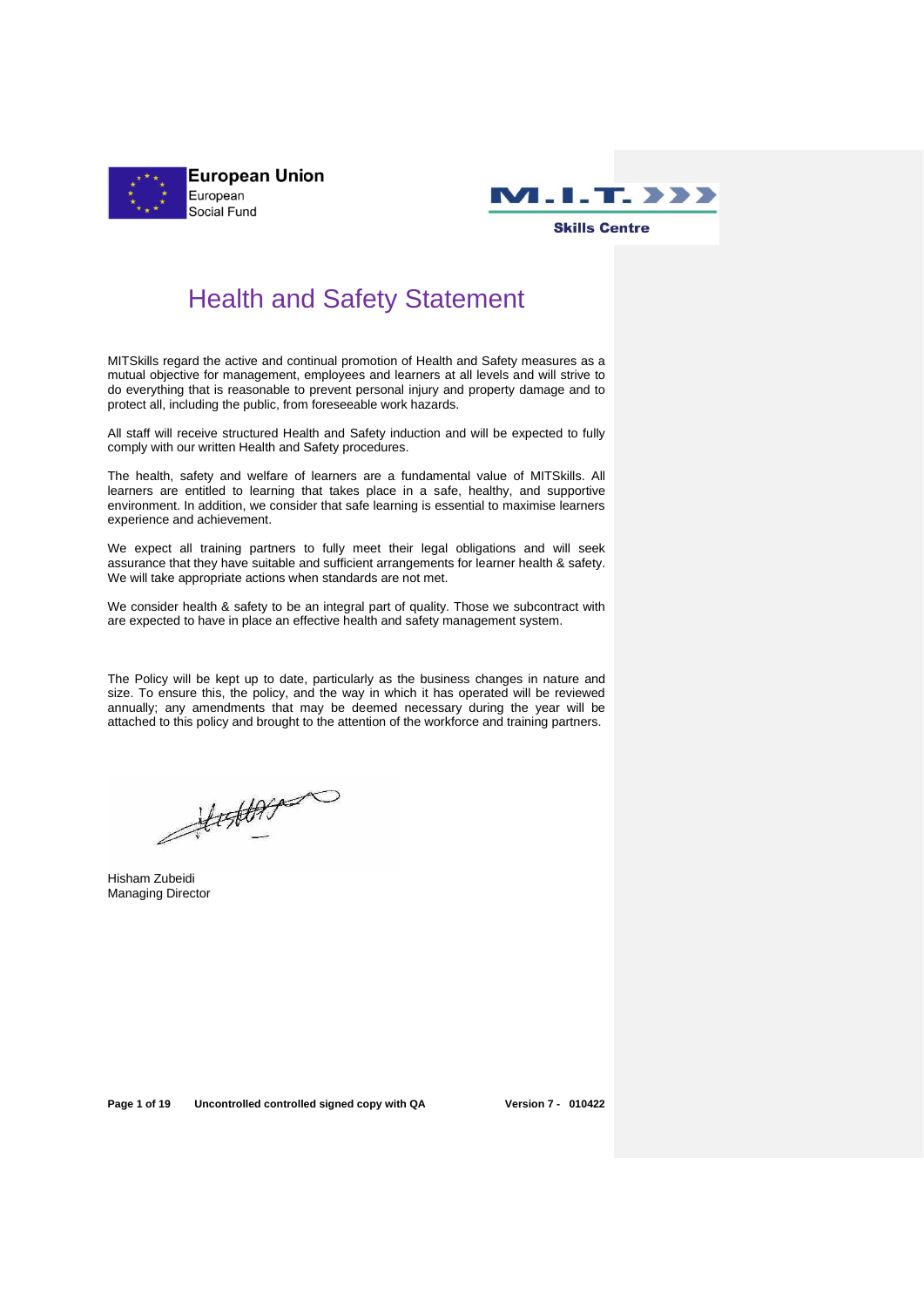European Union
European
Social Fund

M.I.T. Skills Centre

# Health and Safety Statement

MITSkills regard the active and continual promotion of Health and Safety measures as a mutual objective for management, employees and learners at all levels and will strive to do everything that is reasonable to prevent personal injury and property damage and to protect all, including the public, from foreseeable work hazards.

All staff will receive structured Health and Safety induction and will be expected to fully comply with our written Health and Safety procedures.

The health, safety and welfare of learners are a fundamental value of MITSkills. All learners are entitled to learning that takes place in a safe, healthy, and supportive environment. In addition, we consider that safe learning is essential to maximise learners experience and achievement.

We expect all training partners to fully meet their legal obligations and will seek assurance that they have suitable and sufficient arrangements for learner health & safety. We will take appropriate actions when standards are not met.

We consider health & safety to be an integral part of quality. Those we subcontract with are expected to have in place an effective health and safety management system.

The Policy will be kept up to date, particularly as the business changes in nature and size. To ensure this, the policy, and the way in which it has operated will be reviewed annually; any amendments that may be deemed necessary during the year will be attached to this policy and brought to the attention of the workforce and training partners.

Hisham Zubeidi
Managing Director

Uncontrolled controlled signed copy with QA    Version 7 - 010422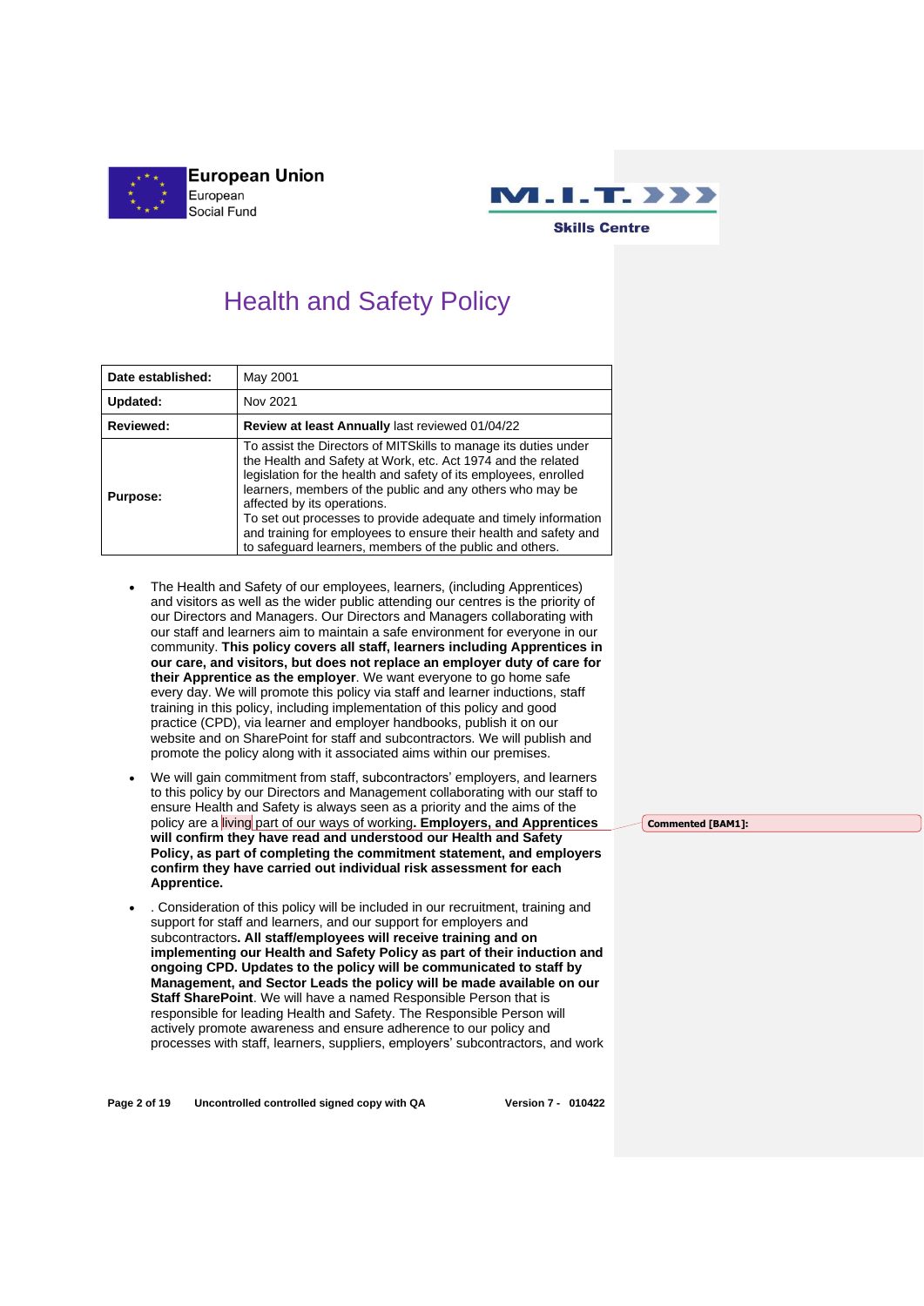European Union
European
Social Fund

M.I.T. Skills Centre

# Health and Safety Policy

| Date established: | May 2001 |
|---|---|
| Updated: | Nov 2021 |
| Reviewed: | **Review at least Annually** last reviewed 01/04/22 |
| Purpose: | To assist the Directors of MITSkills to manage its duties under the Health and Safety at Work, etc. Act 1974 and the related legislation for the health and safety of its employees, enrolled learners, members of the public and any others who may be affected by its operations. To set out processes to provide adequate and timely information and training for employees to ensure their health and safety and to safeguard learners, members of the public and others. |

- The Health and Safety of our employees, learners, (including Apprentices) and visitors as well as the wider public attending our centres is the priority of our Directors and Managers. Our Directors and Managers collaborating with our staff and learners aim to maintain a safe environment for everyone in our community. **This policy covers all staff, learners including Apprentices in our care, and visitors, but does not replace an employer duty of care for their Apprentice as the employer**. We want everyone to go home safe every day. We will promote this policy via staff and learner inductions, staff training in this policy, including implementation of this policy and good practice (CPD), via learner and employer handbooks, publish it on our website and on SharePoint for staff and subcontractors. We will publish and promote the policy along with it associated aims within our premises.
- We will gain commitment from staff, subcontractors' employers, and learners to this policy by our Directors and Management collaborating with our staff to ensure Health and Safety is always seen as a priority and the aims of the policy are a living part of our ways of working**. Employers, and Apprentices will confirm they have read and understood our Health and Safety Policy, as part of completing the commitment statement, and employers confirm they have carried out individual risk assessment for each Apprentice.**
- . Consideration of this policy will be included in our recruitment, training and support for staff and learners, and our support for employers and subcontractors**. All staff/employees will receive training and on implementing our Health and Safety Policy as part of their induction and ongoing CPD. Updates to the policy will be communicated to staff by Management, and Sector Leads the policy will be made available on our Staff SharePoint**. We will have a named Responsible Person that is responsible for leading Health and Safety. The Responsible Person will actively promote awareness and ensure adherence to our policy and processes with staff, learners, suppliers, employers' subcontractors, and work

Commented [BAM1]: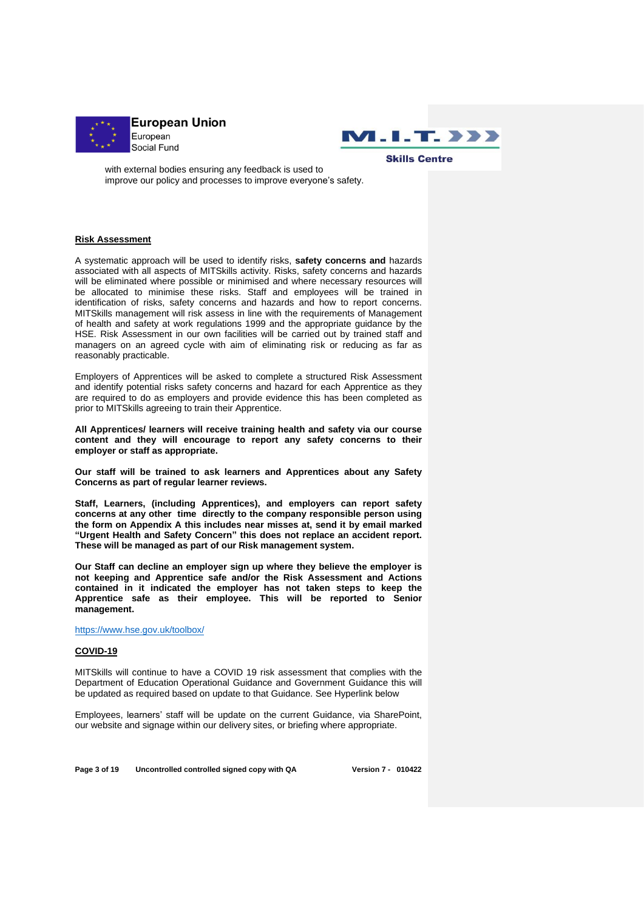with external bodies ensuring any feedback is used to improve our policy and processes to improve everyone's safety.

## Risk Assessment

A systematic approach will be used to identify risks, **safety concerns and** hazards associated with all aspects of MITSkills activity. Risks, safety concerns and hazards will be eliminated where possible or minimised and where necessary resources will be allocated to minimise these risks. Staff and employees will be trained in identification of risks, safety concerns and hazards and how to report concerns. MITSkills management will risk assess in line with the requirements of Management of health and safety at work regulations 1999 and the appropriate guidance by the HSE. Risk Assessment in our own facilities will be carried out by trained staff and managers on an agreed cycle with aim of eliminating risk or reducing as far as reasonably practicable.

Employers of Apprentices will be asked to complete a structured Risk Assessment and identify potential risks safety concerns and hazard for each Apprentice as they are required to do as employers and provide evidence this has been completed as prior to MITSkills agreeing to train their Apprentice.

**All Apprentices/ learners will receive training health and safety via our course content and they will encourage to report any safety concerns to their employer or staff as appropriate.**

**Our staff will be trained to ask learners and Apprentices about any Safety Concerns as part of regular learner reviews.**

**Staff, Learners, (including Apprentices), and employers can report safety concerns at any other time directly to the company responsible person using the form on Appendix A this includes near misses at, send it by email marked "Urgent Health and Safety Concern" this does not replace an accident report. These will be managed as part of our Risk management system.**

**Our Staff can decline an employer sign up where they believe the employer is not keeping and Apprentice safe and/or the Risk Assessment and Actions contained in it indicated the employer has not taken steps to keep the Apprentice safe as their employee. This will be reported to Senior management.**

https://www.hse.gov.uk/toolbox/

## COVID-19

MITSkills will continue to have a COVID 19 risk assessment that complies with the Department of Education Operational Guidance and Government Guidance this will be updated as required based on update to that Guidance. See Hyperlink below

Employees, learners' staff will be update on the current Guidance, via SharePoint, our website and signage within our delivery sites, or briefing where appropriate.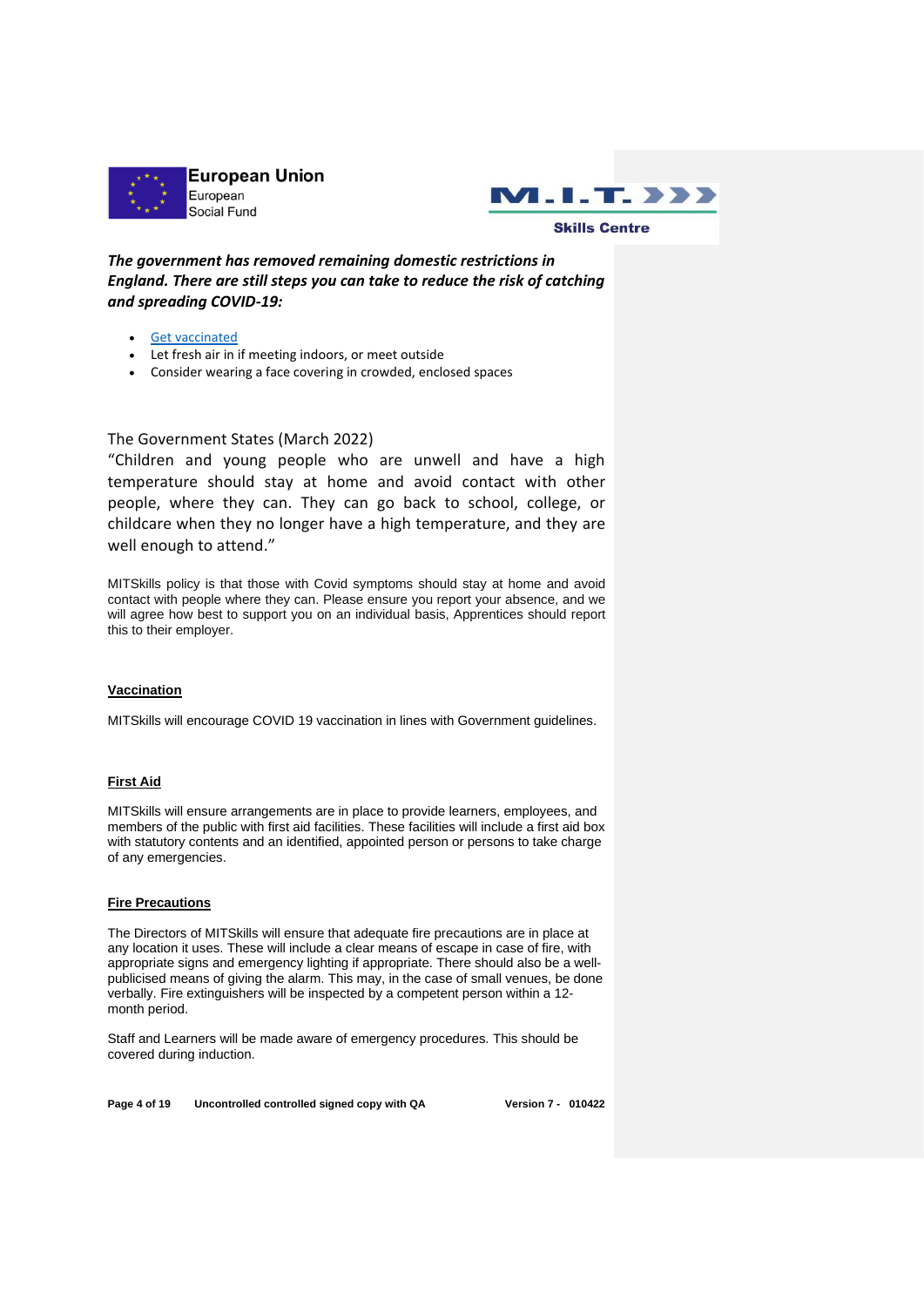***The government has removed remaining domestic restrictions in England. There are still steps you can take to reduce the risk of catching and spreading COVID-19:***

- [Get vaccinated]
- Let fresh air in if meeting indoors, or meet outside
- Consider wearing a face covering in crowded, enclosed spaces

The Government States (March 2022)
"Children and young people who are unwell and have a high temperature should stay at home and avoid contact with other people, where they can. They can go back to school, college, or childcare when they no longer have a high temperature, and they are well enough to attend."

MITSkills policy is that those with Covid symptoms should stay at home and avoid contact with people where they can. Please ensure you report your absence, and we will agree how best to support you on an individual basis, Apprentices should report this to their employer.

**<u>Vaccination</u>**

MITSkills will encourage COVID 19 vaccination in lines with Government guidelines.

**<u>First Aid</u>**

MITSkills will ensure arrangements are in place to provide learners, employees, and members of the public with first aid facilities. These facilities will include a first aid box with statutory contents and an identified, appointed person or persons to take charge of any emergencies.

**<u>Fire Precautions</u>**

The Directors of MITSkills will ensure that adequate fire precautions are in place at any location it uses. These will include a clear means of escape in case of fire, with appropriate signs and emergency lighting if appropriate. There should also be a well-publicised means of giving the alarm. This may, in the case of small venues, be done verbally. Fire extinguishers will be inspected by a competent person within a 12-month period.

Staff and Learners will be made aware of emergency procedures. This should be covered during induction.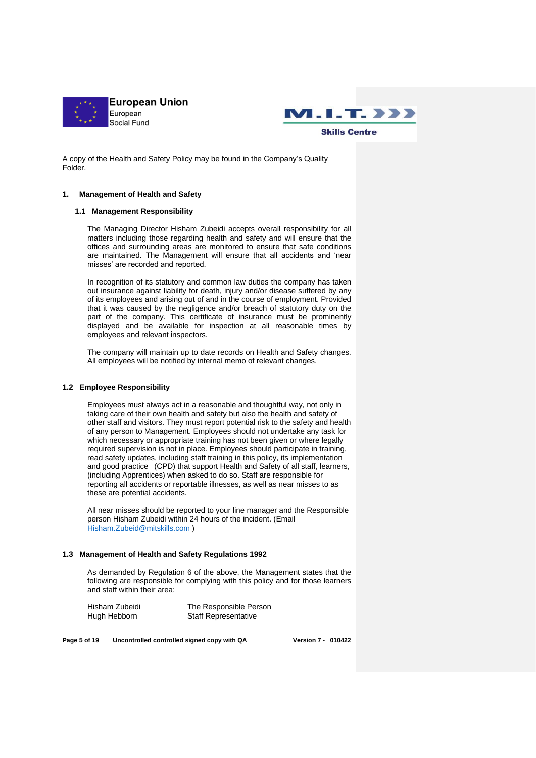A copy of the Health and Safety Policy may be found in the Company's Quality Folder.

## 1. Management of Health and Safety

### 1.1 Management Responsibility

The Managing Director Hisham Zubeidi accepts overall responsibility for all matters including those regarding health and safety and will ensure that the offices and surrounding areas are monitored to ensure that safe conditions are maintained. The Management will ensure that all accidents and 'near misses' are recorded and reported.

In recognition of its statutory and common law duties the company has taken out insurance against liability for death, injury and/or disease suffered by any of its employees and arising out of and in the course of employment. Provided that it was caused by the negligence and/or breach of statutory duty on the part of the company. This certificate of insurance must be prominently displayed and be available for inspection at all reasonable times by employees and relevant inspectors.

The company will maintain up to date records on Health and Safety changes. All employees will be notified by internal memo of relevant changes.

### 1.2 Employee Responsibility

Employees must always act in a reasonable and thoughtful way, not only in taking care of their own health and safety but also the health and safety of other staff and visitors. They must report potential risk to the safety and health of any person to Management. Employees should not undertake any task for which necessary or appropriate training has not been given or where legally required supervision is not in place. Employees should participate in training, read safety updates, including staff training in this policy, its implementation and good practice (CPD) that support Health and Safety of all staff, learners, (including Apprentices) when asked to do so. Staff are responsible for reporting all accidents or reportable illnesses, as well as near misses to as these are potential accidents.

All near misses should be reported to your line manager and the Responsible person Hisham Zubeidi within 24 hours of the incident. (Email Hisham.Zubeid@mitskills.com )

### 1.3 Management of Health and Safety Regulations 1992

As demanded by Regulation 6 of the above, the Management states that the following are responsible for complying with this policy and for those learners and staff within their area:

| | |
|---|---|
| Hisham Zubeidi | The Responsible Person |
| Hugh Hebborn | Staff Representative |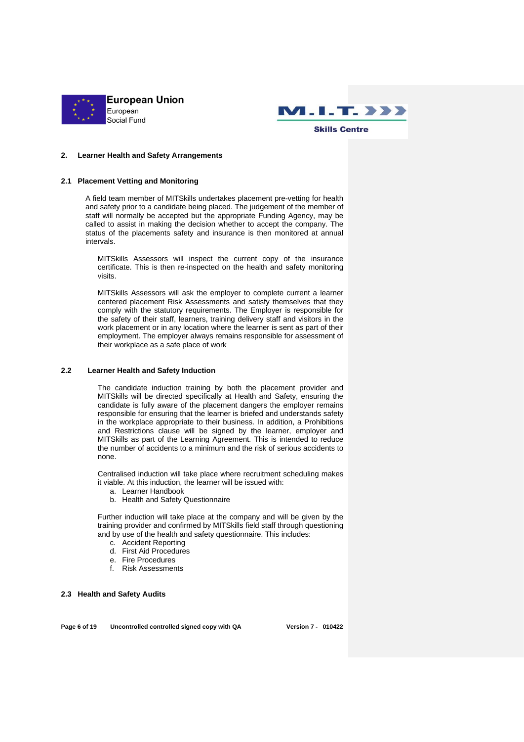## 2. Learner Health and Safety Arrangements

### 2.1 Placement Vetting and Monitoring

A field team member of MITSkills undertakes placement pre-vetting for health and safety prior to a candidate being placed. The judgement of the member of staff will normally be accepted but the appropriate Funding Agency, may be called to assist in making the decision whether to accept the company. The status of the placements safety and insurance is then monitored at annual intervals.

MITSkills Assessors will inspect the current copy of the insurance certificate. This is then re-inspected on the health and safety monitoring visits.

MITSkills Assessors will ask the employer to complete current a learner centered placement Risk Assessments and satisfy themselves that they comply with the statutory requirements. The Employer is responsible for the safety of their staff, learners, training delivery staff and visitors in the work placement or in any location where the learner is sent as part of their employment. The employer always remains responsible for assessment of their workplace as a safe place of work

### 2.2 Learner Health and Safety Induction

The candidate induction training by both the placement provider and MITSkills will be directed specifically at Health and Safety, ensuring the candidate is fully aware of the placement dangers the employer remains responsible for ensuring that the learner is briefed and understands safety in the workplace appropriate to their business. In addition, a Prohibitions and Restrictions clause will be signed by the learner, employer and MITSkills as part of the Learning Agreement. This is intended to reduce the number of accidents to a minimum and the risk of serious accidents to none.

Centralised induction will take place where recruitment scheduling makes it viable. At this induction, the learner will be issued with:

a. Learner Handbook
b. Health and Safety Questionnaire

Further induction will take place at the company and will be given by the training provider and confirmed by MITSkills field staff through questioning and by use of the health and safety questionnaire. This includes:

c. Accident Reporting
d. First Aid Procedures
e. Fire Procedures
f. Risk Assessments

### 2.3 Health and Safety Audits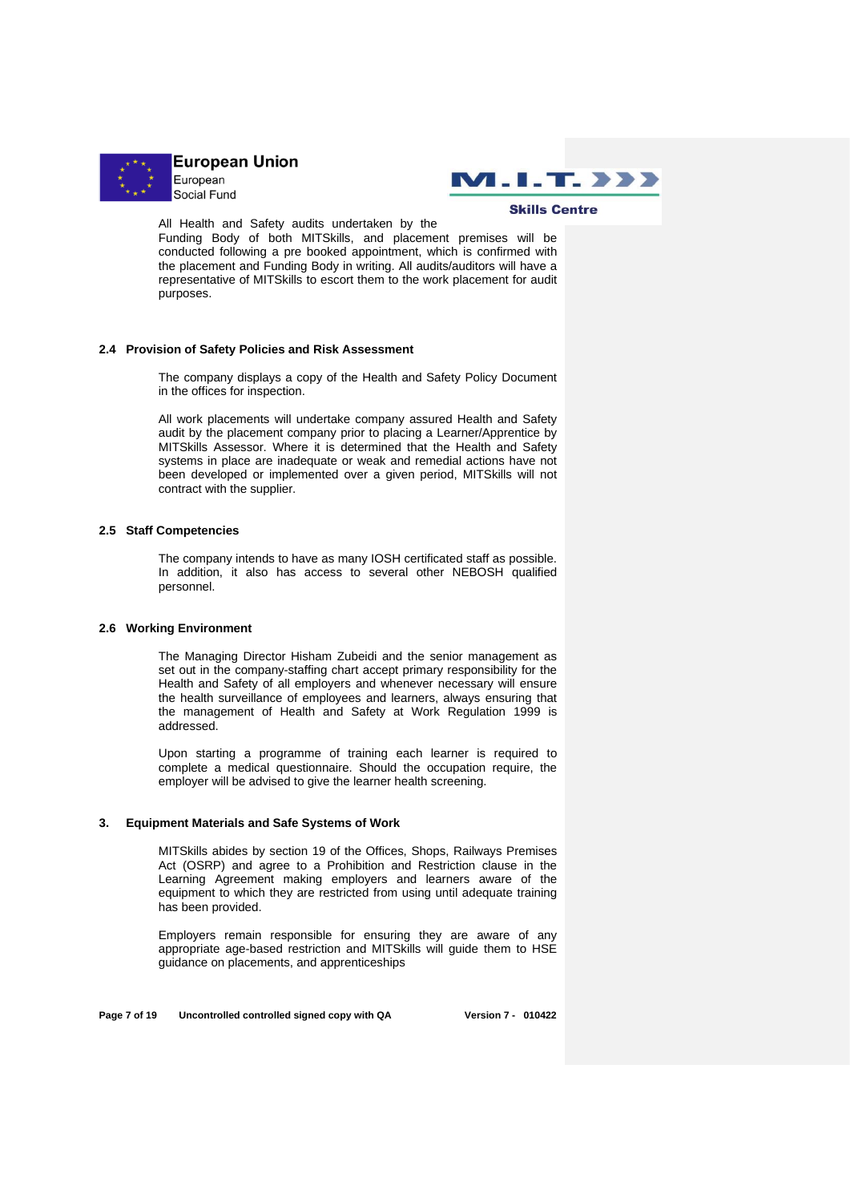All Health and Safety audits undertaken by the Funding Body of both MITSkills, and placement premises will be conducted following a pre booked appointment, which is confirmed with the placement and Funding Body in writing. All audits/auditors will have a representative of MITSkills to escort them to the work placement for audit purposes.

### 2.4 Provision of Safety Policies and Risk Assessment

The company displays a copy of the Health and Safety Policy Document in the offices for inspection.

All work placements will undertake company assured Health and Safety audit by the placement company prior to placing a Learner/Apprentice by MITSkills Assessor. Where it is determined that the Health and Safety systems in place are inadequate or weak and remedial actions have not been developed or implemented over a given period, MITSkills will not contract with the supplier.

### 2.5 Staff Competencies

The company intends to have as many IOSH certificated staff as possible. In addition, it also has access to several other NEBOSH qualified personnel.

### 2.6 Working Environment

The Managing Director Hisham Zubeidi and the senior management as set out in the company-staffing chart accept primary responsibility for the Health and Safety of all employers and whenever necessary will ensure the health surveillance of employees and learners, always ensuring that the management of Health and Safety at Work Regulation 1999 is addressed.

Upon starting a programme of training each learner is required to complete a medical questionnaire. Should the occupation require, the employer will be advised to give the learner health screening.

## 3. Equipment Materials and Safe Systems of Work

MITSkills abides by section 19 of the Offices, Shops, Railways Premises Act (OSRP) and agree to a Prohibition and Restriction clause in the Learning Agreement making employers and learners aware of the equipment to which they are restricted from using until adequate training has been provided.

Employers remain responsible for ensuring they are aware of any appropriate age-based restriction and MITSkills will guide them to HSE guidance on placements, and apprenticeships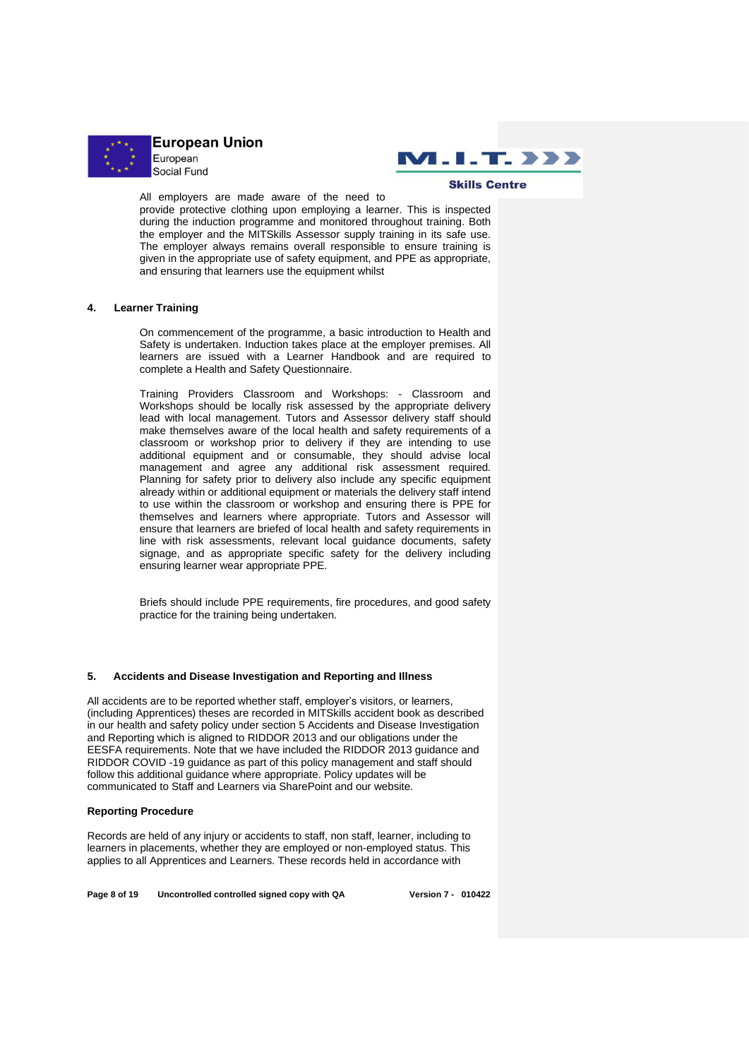All employers are made aware of the need to provide protective clothing upon employing a learner. This is inspected during the induction programme and monitored throughout training. Both the employer and the MITSkills Assessor supply training in its safe use. The employer always remains overall responsible to ensure training is given in the appropriate use of safety equipment, and PPE as appropriate, and ensuring that learners use the equipment whilst

## 4. Learner Training

On commencement of the programme, a basic introduction to Health and Safety is undertaken. Induction takes place at the employer premises. All learners are issued with a Learner Handbook and are required to complete a Health and Safety Questionnaire.

Training Providers Classroom and Workshops: - Classroom and Workshops should be locally risk assessed by the appropriate delivery lead with local management. Tutors and Assessor delivery staff should make themselves aware of the local health and safety requirements of a classroom or workshop prior to delivery if they are intending to use additional equipment and or consumable, they should advise local management and agree any additional risk assessment required. Planning for safety prior to delivery also include any specific equipment already within or additional equipment or materials the delivery staff intend to use within the classroom or workshop and ensuring there is PPE for themselves and learners where appropriate. Tutors and Assessor will ensure that learners are briefed of local health and safety requirements in line with risk assessments, relevant local guidance documents, safety signage, and as appropriate specific safety for the delivery including ensuring learner wear appropriate PPE.

Briefs should include PPE requirements, fire procedures, and good safety practice for the training being undertaken.

## 5. Accidents and Disease Investigation and Reporting and Illness

All accidents are to be reported whether staff, employer's visitors, or learners, (including Apprentices) theses are recorded in MITSkills accident book as described in our health and safety policy under section 5 Accidents and Disease Investigation and Reporting which is aligned to RIDDOR 2013 and our obligations under the EESFA requirements. Note that we have included the RIDDOR 2013 guidance and RIDDOR COVID -19 guidance as part of this policy management and staff should follow this additional guidance where appropriate. Policy updates will be communicated to Staff and Learners via SharePoint and our website.

**Reporting Procedure**

Records are held of any injury or accidents to staff, non staff, learner, including to learners in placements, whether they are employed or non-employed status. This applies to all Apprentices and Learners. These records held in accordance with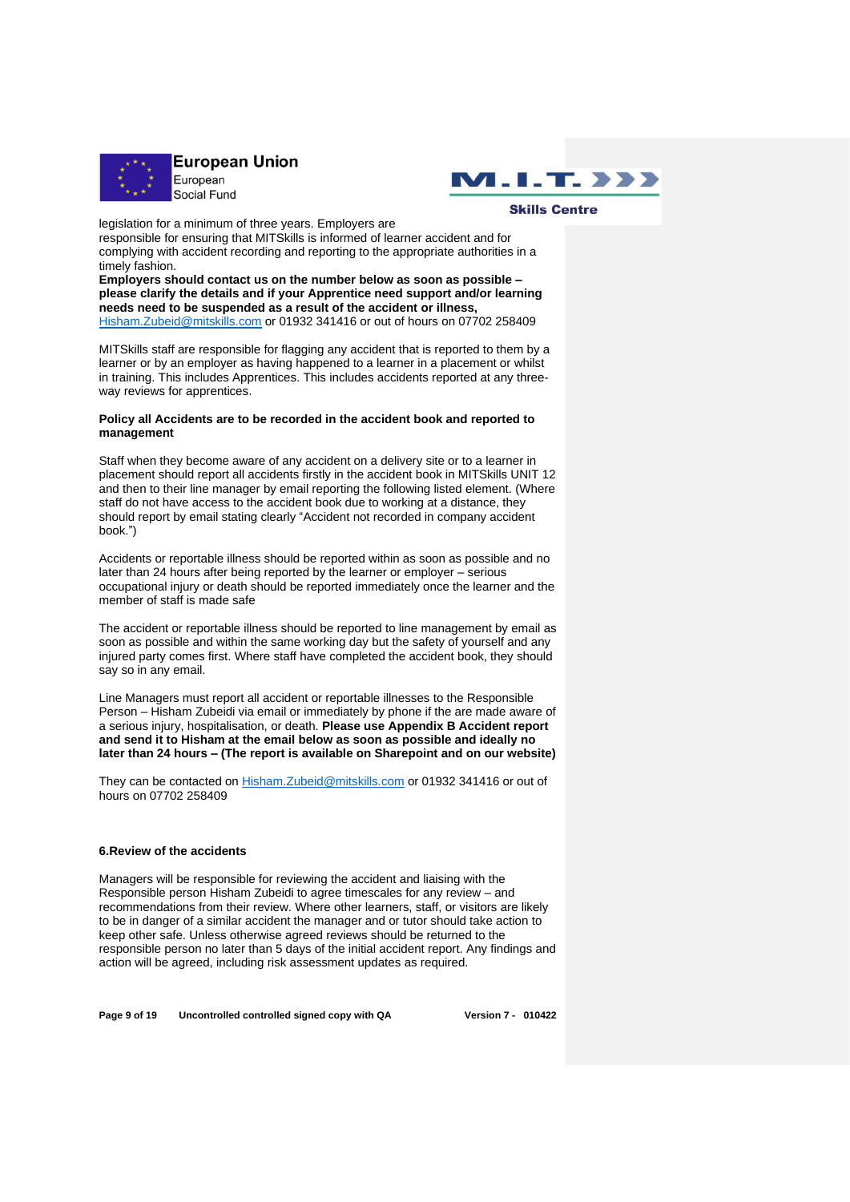legislation for a minimum of three years. Employers are responsible for ensuring that MITSkills is informed of learner accident and for complying with accident recording and reporting to the appropriate authorities in a timely fashion.

**Employers should contact us on the number below as soon as possible – please clarify the details and if your Apprentice need support and/or learning needs need to be suspended as a result of the accident or illness,** Hisham.Zubeid@mitskills.com or 01932 341416 or out of hours on 07702 258409

MITSkills staff are responsible for flagging any accident that is reported to them by a learner or by an employer as having happened to a learner in a placement or whilst in training. This includes Apprentices. This includes accidents reported at any three-way reviews for apprentices.

**Policy all Accidents are to be recorded in the accident book and reported to management**

Staff when they become aware of any accident on a delivery site or to a learner in placement should report all accidents firstly in the accident book in MITSkills UNIT 12 and then to their line manager by email reporting the following listed element. (Where staff do not have access to the accident book due to working at a distance, they should report by email stating clearly "Accident not recorded in company accident book.")

Accidents or reportable illness should be reported within as soon as possible and no later than 24 hours after being reported by the learner or employer – serious occupational injury or death should be reported immediately once the learner and the member of staff is made safe

The accident or reportable illness should be reported to line management by email as soon as possible and within the same working day but the safety of yourself and any injured party comes first. Where staff have completed the accident book, they should say so in any email.

Line Managers must report all accident or reportable illnesses to the Responsible Person – Hisham Zubeidi via email or immediately by phone if the are made aware of a serious injury, hospitalisation, or death. **Please use Appendix B Accident report and send it to Hisham at the email below as soon as possible and ideally no later than 24 hours – (The report is available on Sharepoint and on our website)**

They can be contacted on Hisham.Zubeid@mitskills.com or 01932 341416 or out of hours on 07702 258409

## 6.Review of the accidents

Managers will be responsible for reviewing the accident and liaising with the Responsible person Hisham Zubeidi to agree timescales for any review – and recommendations from their review. Where other learners, staff, or visitors are likely to be in danger of a similar accident the manager and or tutor should take action to keep other safe. Unless otherwise agreed reviews should be returned to the responsible person no later than 5 days of the initial accident report. Any findings and action will be agreed, including risk assessment updates as required.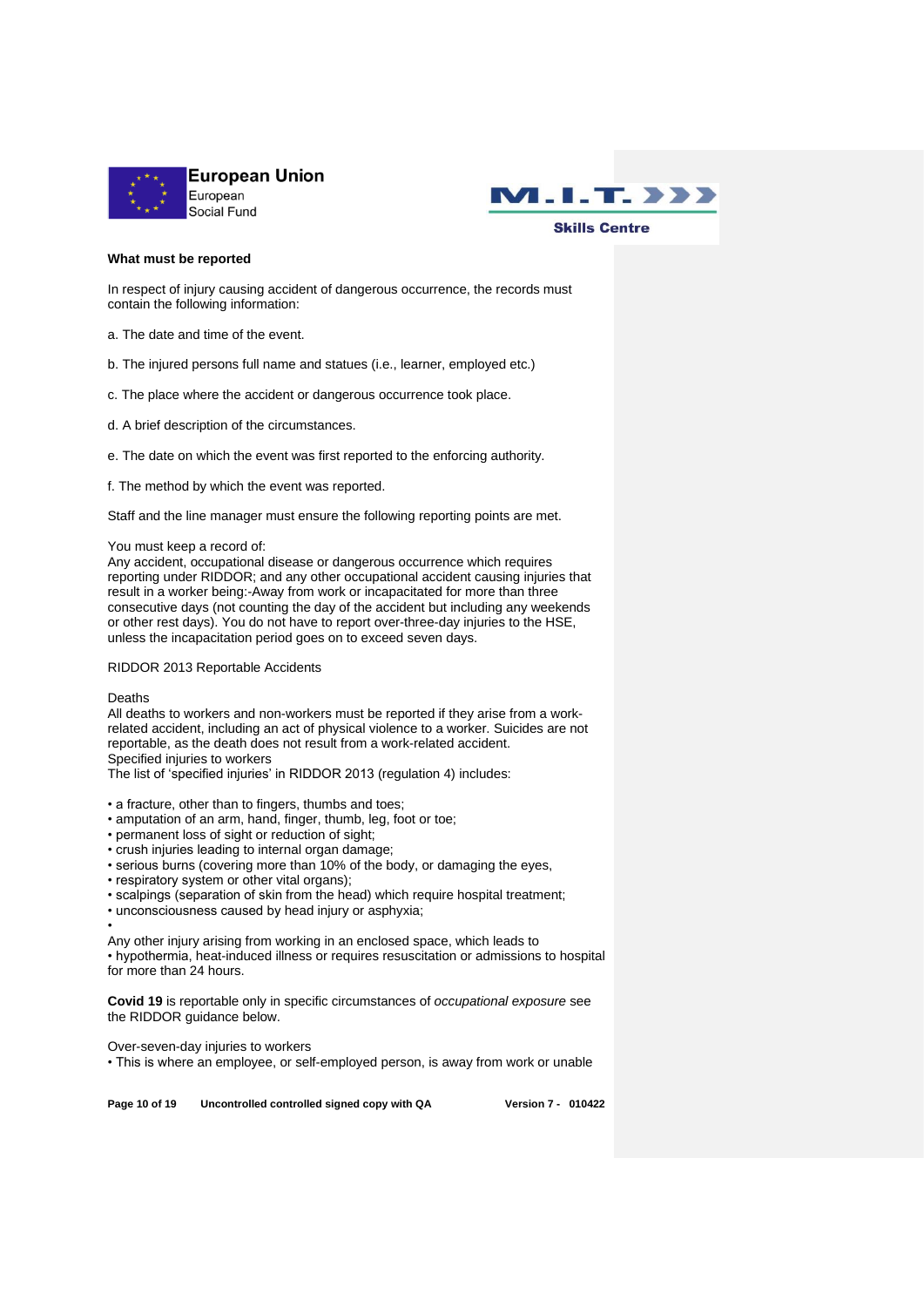**What must be reported**

In respect of injury causing accident of dangerous occurrence, the records must contain the following information:

a. The date and time of the event.

b. The injured persons full name and statues (i.e., learner, employed etc.)

c. The place where the accident or dangerous occurrence took place.

d. A brief description of the circumstances.

e. The date on which the event was first reported to the enforcing authority.

f. The method by which the event was reported.

Staff and the line manager must ensure the following reporting points are met.

You must keep a record of:
Any accident, occupational disease or dangerous occurrence which requires reporting under RIDDOR; and any other occupational accident causing injuries that result in a worker being:-Away from work or incapacitated for more than three consecutive days (not counting the day of the accident but including any weekends or other rest days). You do not have to report over-three-day injuries to the HSE, unless the incapacitation period goes on to exceed seven days.

RIDDOR 2013 Reportable Accidents

Deaths
All deaths to workers and non-workers must be reported if they arise from a work-related accident, including an act of physical violence to a worker. Suicides are not reportable, as the death does not result from a work-related accident.
Specified injuries to workers
The list of ‘specified injuries’ in RIDDOR 2013 (regulation 4) includes:

- a fracture, other than to fingers, thumbs and toes;
- amputation of an arm, hand, finger, thumb, leg, foot or toe;
- permanent loss of sight or reduction of sight;
- crush injuries leading to internal organ damage;
- serious burns (covering more than 10% of the body, or damaging the eyes,
- respiratory system or other vital organs);
- scalpings (separation of skin from the head) which require hospital treatment;
- unconsciousness caused by head injury or asphyxia;
- 

Any other injury arising from working in an enclosed space, which leads to
- hypothermia, heat-induced illness or requires resuscitation or admissions to hospital for more than 24 hours.

**Covid 19** is reportable only in specific circumstances of *occupational exposure* see the RIDDOR guidance below.

Over-seven-day injuries to workers
- This is where an employee, or self-employed person, is away from work or unable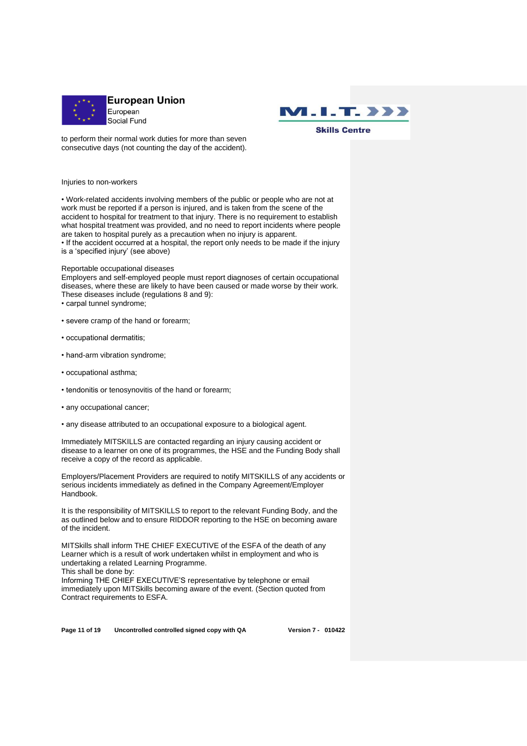to perform their normal work duties for more than seven consecutive days (not counting the day of the accident).

Injuries to non-workers

• Work-related accidents involving members of the public or people who are not at work must be reported if a person is injured, and is taken from the scene of the accident to hospital for treatment to that injury. There is no requirement to establish what hospital treatment was provided, and no need to report incidents where people are taken to hospital purely as a precaution when no injury is apparent.
• If the accident occurred at a hospital, the report only needs to be made if the injury is a 'specified injury' (see above)

Reportable occupational diseases
Employers and self-employed people must report diagnoses of certain occupational diseases, where these are likely to have been caused or made worse by their work. These diseases include (regulations 8 and 9):

• carpal tunnel syndrome;

• severe cramp of the hand or forearm;

• occupational dermatitis;

• hand-arm vibration syndrome;

• occupational asthma;

• tendonitis or tenosynovitis of the hand or forearm;

• any occupational cancer;

• any disease attributed to an occupational exposure to a biological agent.

Immediately MITSKILLS are contacted regarding an injury causing accident or disease to a learner on one of its programmes, the HSE and the Funding Body shall receive a copy of the record as applicable.

Employers/Placement Providers are required to notify MITSKILLS of any accidents or serious incidents immediately as defined in the Company Agreement/Employer Handbook.

It is the responsibility of MITSKILLS to report to the relevant Funding Body, and the as outlined below and to ensure RIDDOR reporting to the HSE on becoming aware of the incident.

MITSkills shall inform THE CHIEF EXECUTIVE of the ESFA of the death of any Learner which is a result of work undertaken whilst in employment and who is undertaking a related Learning Programme.
This shall be done by:
Informing THE CHIEF EXECUTIVE'S representative by telephone or email immediately upon MITSkills becoming aware of the event. (Section quoted from Contract requirements to ESFA.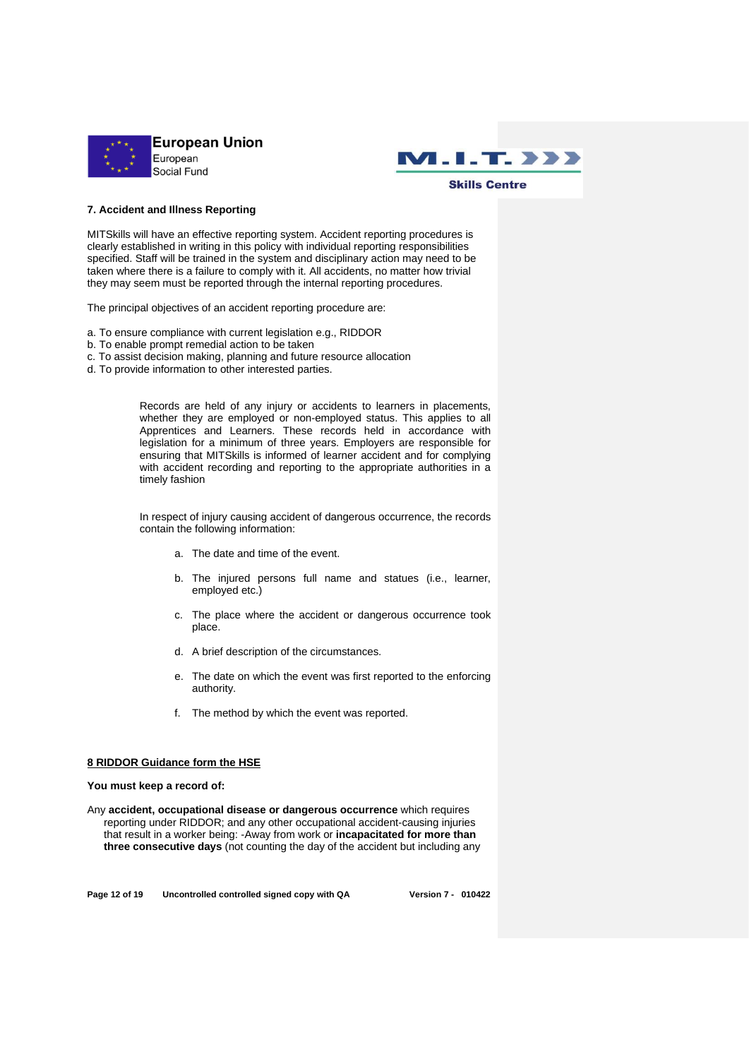### 7. Accident and Illness Reporting

MITSkills will have an effective reporting system. Accident reporting procedures is clearly established in writing in this policy with individual reporting responsibilities specified. Staff will be trained in the system and disciplinary action may need to be taken where there is a failure to comply with it. All accidents, no matter how trivial they may seem must be reported through the internal reporting procedures.

The principal objectives of an accident reporting procedure are:

a. To ensure compliance with current legislation e.g., RIDDOR
b. To enable prompt remedial action to be taken
c. To assist decision making, planning and future resource allocation
d. To provide information to other interested parties.

Records are held of any injury or accidents to learners in placements, whether they are employed or non-employed status. This applies to all Apprentices and Learners. These records held in accordance with legislation for a minimum of three years. Employers are responsible for ensuring that MITSkills is informed of learner accident and for complying with accident recording and reporting to the appropriate authorities in a timely fashion

In respect of injury causing accident of dangerous occurrence, the records contain the following information:

a. The date and time of the event.

b. The injured persons full name and statues (i.e., learner, employed etc.)

c. The place where the accident or dangerous occurrence took place.

d. A brief description of the circumstances.

e. The date on which the event was first reported to the enforcing authority.

f. The method by which the event was reported.

### <u>8 RIDDOR Guidance form the HSE</u>

**You must keep a record of:**

Any **accident, occupational disease or dangerous occurrence** which requires reporting under RIDDOR; and any other occupational accident-causing injuries that result in a worker being: -Away from work or **incapacitated for more than three consecutive days** (not counting the day of the accident but including any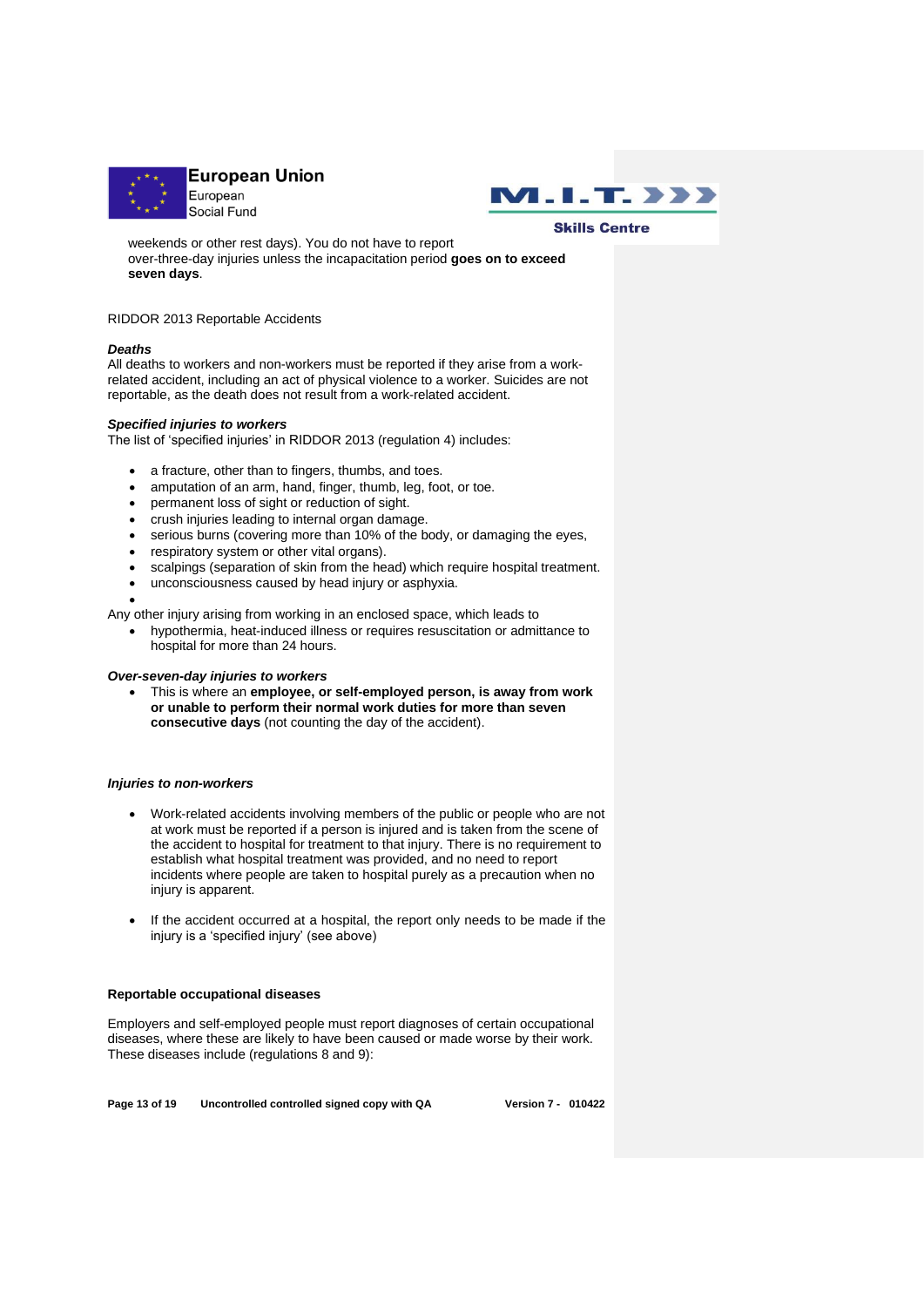weekends or other rest days). You do not have to report over-three-day injuries unless the incapacitation period **goes on to exceed seven days**.

RIDDOR 2013 Reportable Accidents

***Deaths***

All deaths to workers and non-workers must be reported if they arise from a work-related accident, including an act of physical violence to a worker. Suicides are not reportable, as the death does not result from a work-related accident.

***Specified injuries to workers***

The list of 'specified injuries' in RIDDOR 2013 (regulation 4) includes:

- a fracture, other than to fingers, thumbs, and toes.
- amputation of an arm, hand, finger, thumb, leg, foot, or toe.
- permanent loss of sight or reduction of sight.
- crush injuries leading to internal organ damage.
- serious burns (covering more than 10% of the body, or damaging the eyes,
- respiratory system or other vital organs).
- scalpings (separation of skin from the head) which require hospital treatment.
- unconsciousness caused by head injury or asphyxia.
- 

Any other injury arising from working in an enclosed space, which leads to

- hypothermia, heat-induced illness or requires resuscitation or admittance to hospital for more than 24 hours.

***Over-seven-day injuries to workers***

- This is where an **employee, or self-employed person, is away from work or unable to perform their normal work duties for more than seven consecutive days** (not counting the day of the accident).

***Injuries to non-workers***

- Work-related accidents involving members of the public or people who are not at work must be reported if a person is injured and is taken from the scene of the accident to hospital for treatment to that injury. There is no requirement to establish what hospital treatment was provided, and no need to report incidents where people are taken to hospital purely as a precaution when no injury is apparent.

- If the accident occurred at a hospital, the report only needs to be made if the injury is a 'specified injury' (see above)

**Reportable occupational diseases**

Employers and self-employed people must report diagnoses of certain occupational diseases, where these are likely to have been caused or made worse by their work. These diseases include (regulations 8 and 9):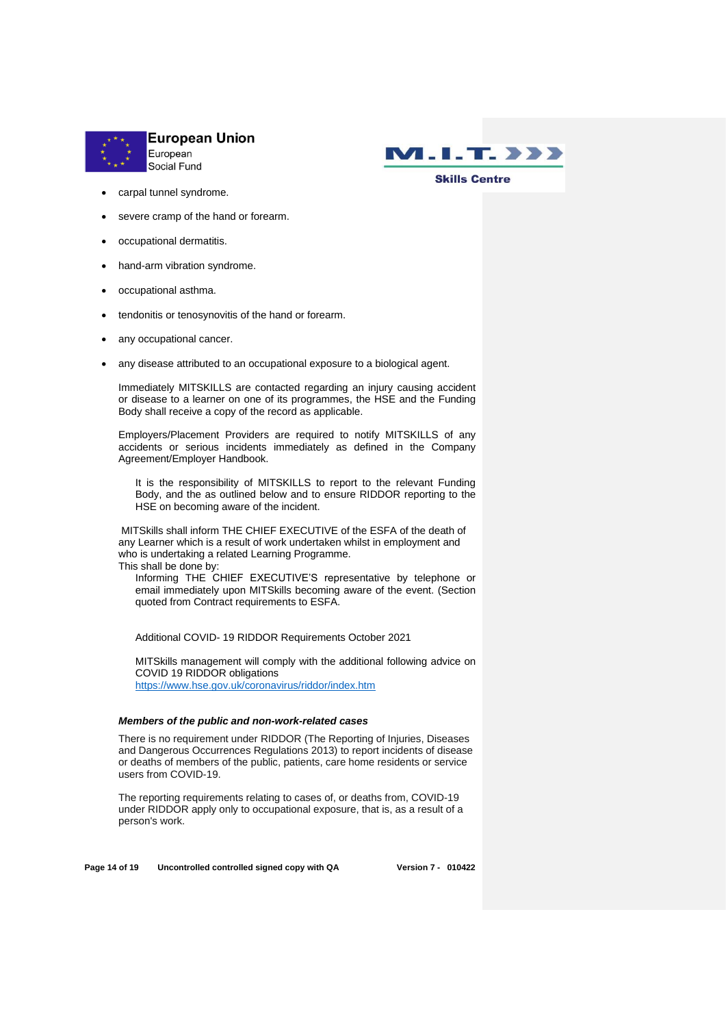- carpal tunnel syndrome.
- severe cramp of the hand or forearm.
- occupational dermatitis.
- hand-arm vibration syndrome.
- occupational asthma.
- tendonitis or tenosynovitis of the hand or forearm.
- any occupational cancer.
- any disease attributed to an occupational exposure to a biological agent.

Immediately MITSKILLS are contacted regarding an injury causing accident or disease to a learner on one of its programmes, the HSE and the Funding Body shall receive a copy of the record as applicable.

Employers/Placement Providers are required to notify MITSKILLS of any accidents or serious incidents immediately as defined in the Company Agreement/Employer Handbook.

It is the responsibility of MITSKILLS to report to the relevant Funding Body, and the as outlined below and to ensure RIDDOR reporting to the HSE on becoming aware of the incident.

MITSkills shall inform THE CHIEF EXECUTIVE of the ESFA of the death of any Learner which is a result of work undertaken whilst in employment and who is undertaking a related Learning Programme.
This shall be done by:

Informing THE CHIEF EXECUTIVE'S representative by telephone or email immediately upon MITSkills becoming aware of the event. (Section quoted from Contract requirements to ESFA.

Additional COVID- 19 RIDDOR Requirements October 2021

MITSkills management will comply with the additional following advice on COVID 19 RIDDOR obligations
https://www.hse.gov.uk/coronavirus/riddor/index.htm

***Members of the public and non-work-related cases***

There is no requirement under RIDDOR (The Reporting of Injuries, Diseases and Dangerous Occurrences Regulations 2013) to report incidents of disease or deaths of members of the public, patients, care home residents or service users from COVID-19.

The reporting requirements relating to cases of, or deaths from, COVID-19 under RIDDOR apply only to occupational exposure, that is, as a result of a person's work.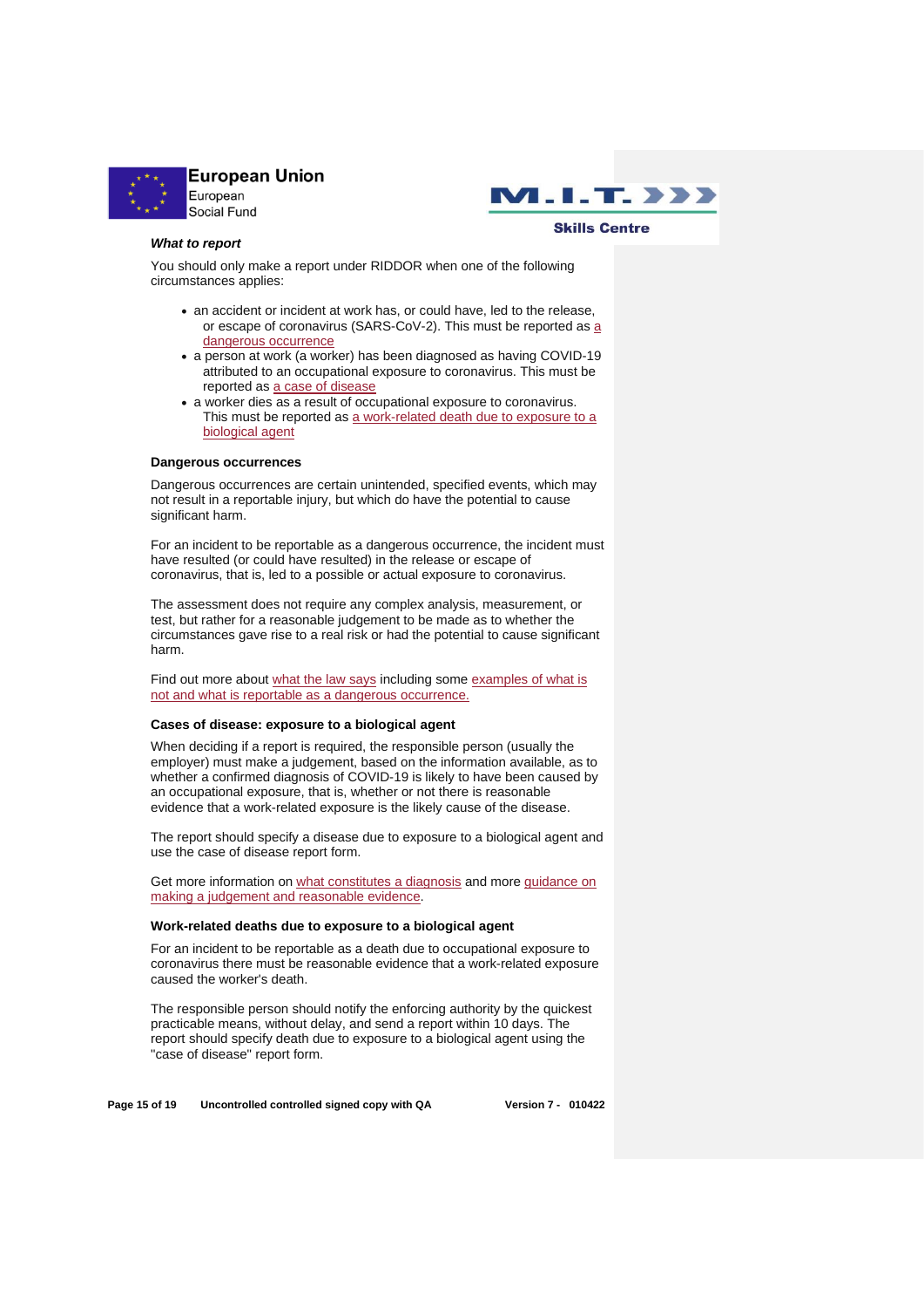***What to report***

You should only make a report under RIDDOR when one of the following circumstances applies:

- an accident or incident at work has, or could have, led to the release, or escape of coronavirus (SARS-CoV-2). This must be reported as a dangerous occurrence
- a person at work (a worker) has been diagnosed as having COVID-19 attributed to an occupational exposure to coronavirus. This must be reported as a case of disease
- a worker dies as a result of occupational exposure to coronavirus. This must be reported as a work-related death due to exposure to a biological agent

**Dangerous occurrences**

Dangerous occurrences are certain unintended, specified events, which may not result in a reportable injury, but which do have the potential to cause significant harm.

For an incident to be reportable as a dangerous occurrence, the incident must have resulted (or could have resulted) in the release or escape of coronavirus, that is, led to a possible or actual exposure to coronavirus.

The assessment does not require any complex analysis, measurement, or test, but rather for a reasonable judgement to be made as to whether the circumstances gave rise to a real risk or had the potential to cause significant harm.

Find out more about what the law says including some examples of what is not and what is reportable as a dangerous occurrence.

**Cases of disease: exposure to a biological agent**

When deciding if a report is required, the responsible person (usually the employer) must make a judgement, based on the information available, as to whether a confirmed diagnosis of COVID-19 is likely to have been caused by an occupational exposure, that is, whether or not there is reasonable evidence that a work-related exposure is the likely cause of the disease.

The report should specify a disease due to exposure to a biological agent and use the case of disease report form.

Get more information on what constitutes a diagnosis and more guidance on making a judgement and reasonable evidence.

**Work-related deaths due to exposure to a biological agent**

For an incident to be reportable as a death due to occupational exposure to coronavirus there must be reasonable evidence that a work-related exposure caused the worker's death.

The responsible person should notify the enforcing authority by the quickest practicable means, without delay, and send a report within 10 days. The report should specify death due to exposure to a biological agent using the "case of disease" report form.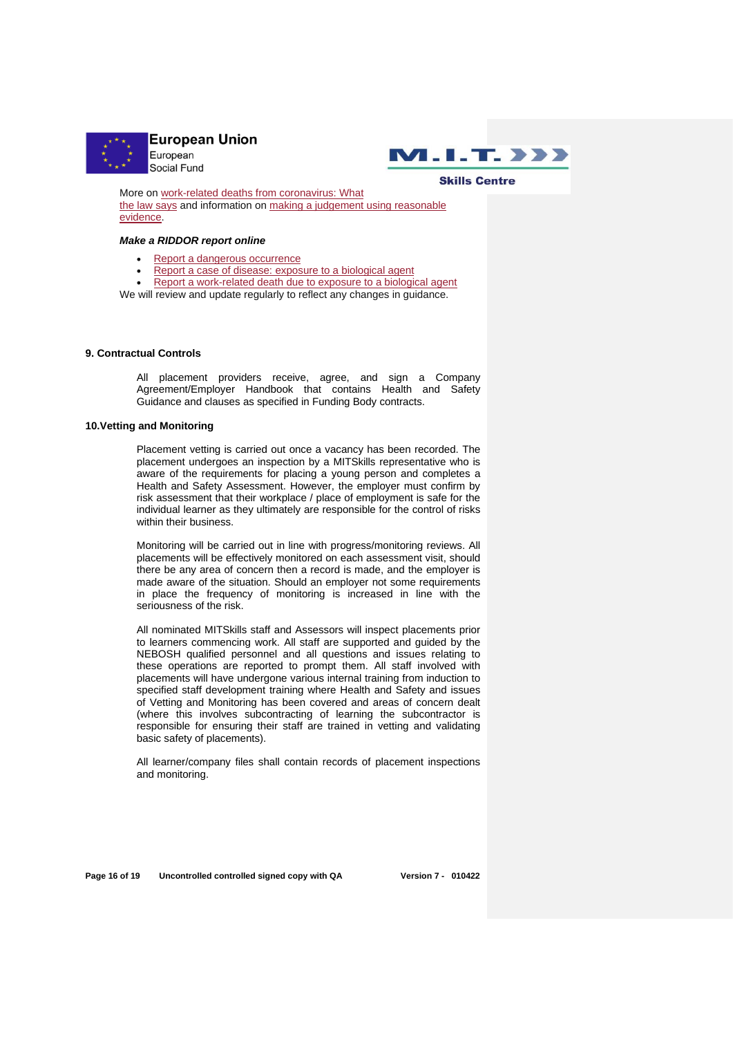More on work-related deaths from coronavirus: What the law says and information on making a judgement using reasonable evidence.

***Make a RIDDOR report online***

- Report a dangerous occurrence
- Report a case of disease: exposure to a biological agent
- Report a work-related death due to exposure to a biological agent

We will review and update regularly to reflect any changes in guidance.

## 9. Contractual Controls

All placement providers receive, agree, and sign a Company Agreement/Employer Handbook that contains Health and Safety Guidance and clauses as specified in Funding Body contracts.

## 10.Vetting and Monitoring

Placement vetting is carried out once a vacancy has been recorded. The placement undergoes an inspection by a MITSkills representative who is aware of the requirements for placing a young person and completes a Health and Safety Assessment. However, the employer must confirm by risk assessment that their workplace / place of employment is safe for the individual learner as they ultimately are responsible for the control of risks within their business.

Monitoring will be carried out in line with progress/monitoring reviews. All placements will be effectively monitored on each assessment visit, should there be any area of concern then a record is made, and the employer is made aware of the situation. Should an employer not some requirements in place the frequency of monitoring is increased in line with the seriousness of the risk.

All nominated MITSkills staff and Assessors will inspect placements prior to learners commencing work. All staff are supported and guided by the NEBOSH qualified personnel and all questions and issues relating to these operations are reported to prompt them. All staff involved with placements will have undergone various internal training from induction to specified staff development training where Health and Safety and issues of Vetting and Monitoring has been covered and areas of concern dealt (where this involves subcontracting of learning the subcontractor is responsible for ensuring their staff are trained in vetting and validating basic safety of placements).

All learner/company files shall contain records of placement inspections and monitoring.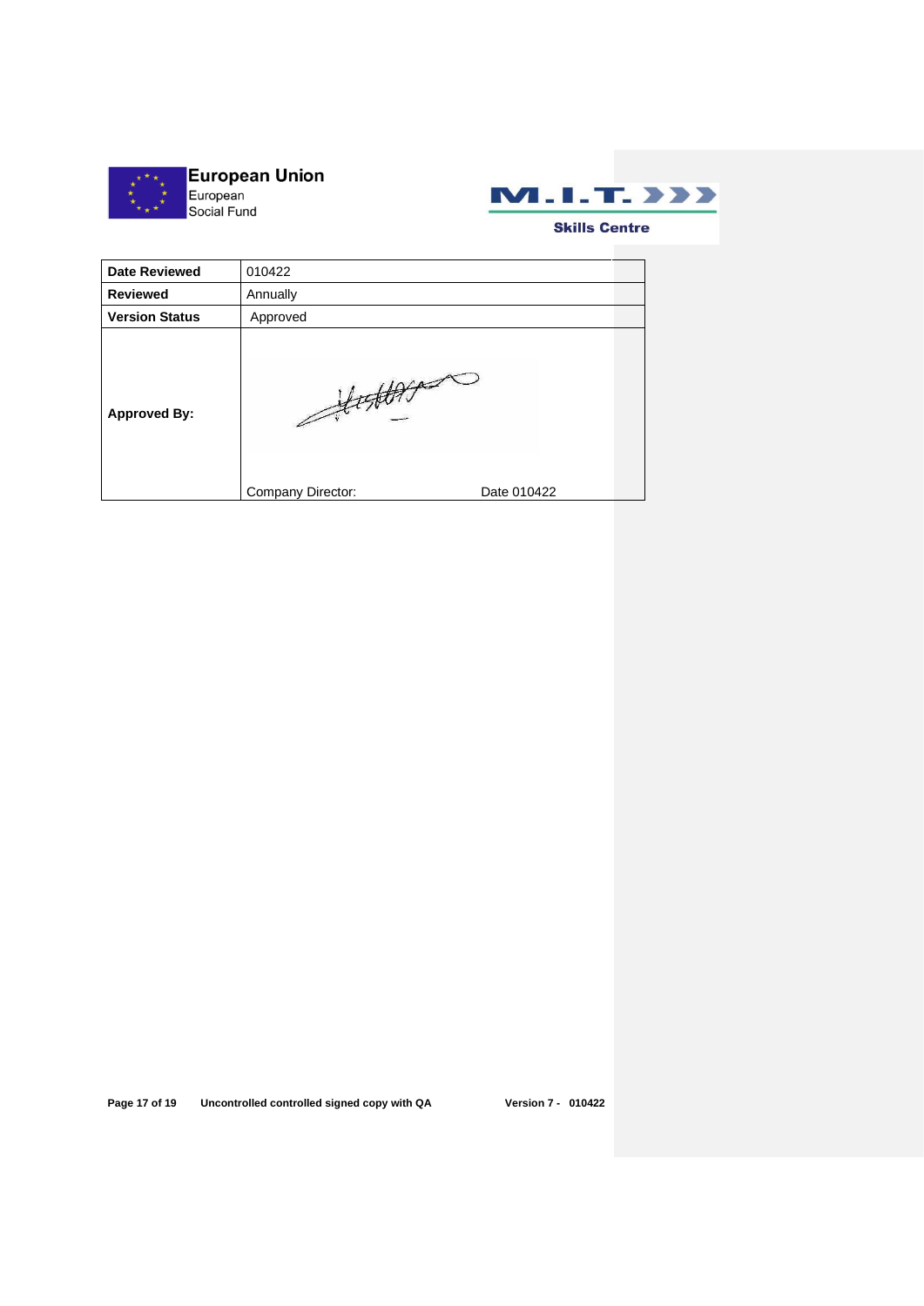| **Date Reviewed** | 010422 |
| --- | --- |
| **Reviewed** | Annually |
| **Version Status** | Approved |
| **Approved By:** | Company Director: Date 010422 |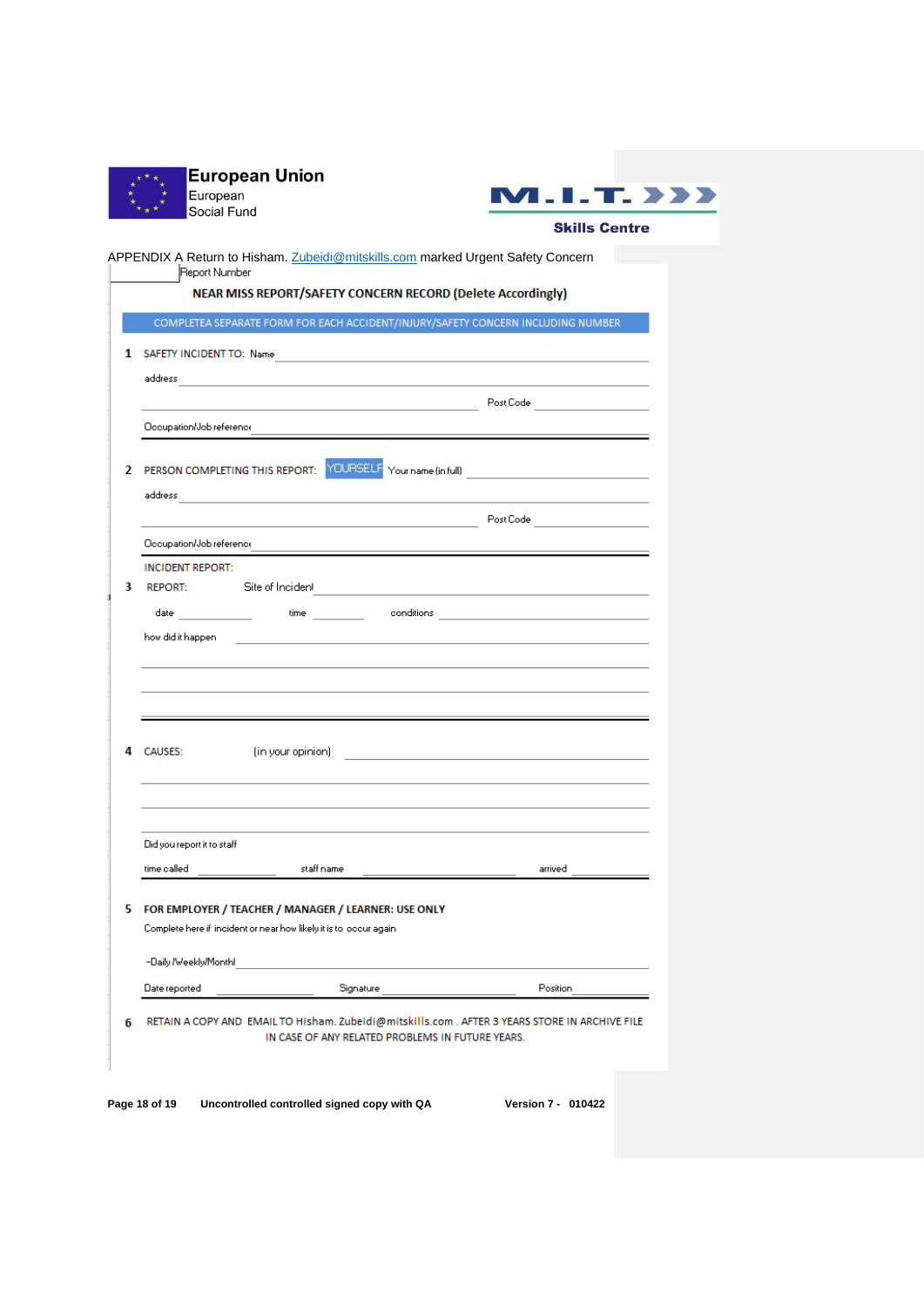**European Union**
European
Social Fund

**M.I.T.**
**Skills Centre**

APPENDIX A Return to Hisham. Zubeidi@mitskills.com marked Urgent Safety Concern

Report Number

## NEAR MISS REPORT/SAFETY CONCERN RECORD (Delete Accordingly)

COMPLETEA SEPARATE FORM FOR EACH ACCIDENT/INJURY/SAFETY CONCERN INCLUDING NUMBER

**1** SAFETY INCIDENT TO: Name

address

Post Code

Occupation/Job reference

**2** PERSON COMPLETING THIS REPORT: YOURSELF Your name (in full)

address

Post Code

Occupation/Job reference

INCIDENT REPORT:

**3** REPORT: Site of Incident

date time conditions

how did it happen

**4** CAUSES: (in your opinion)

Did you report it to staff

time called staff name arrived

**5** **FOR EMPLOYER / TEACHER / MANAGER / LEARNER: USE ONLY**

Complete here if incident or near how likely it is to occur again

-Daily /Weekly/Monthl

Date reported Signature Position

**6** RETAIN A COPY AND EMAIL TO Hisham. Zubeidi@mitskills.com . AFTER 3 YEARS STORE IN ARCHIVE FILE IN CASE OF ANY RELATED PROBLEMS IN FUTURE YEARS.

**Uncontrolled controlled signed copy with QA** **Version 7 - 010422**